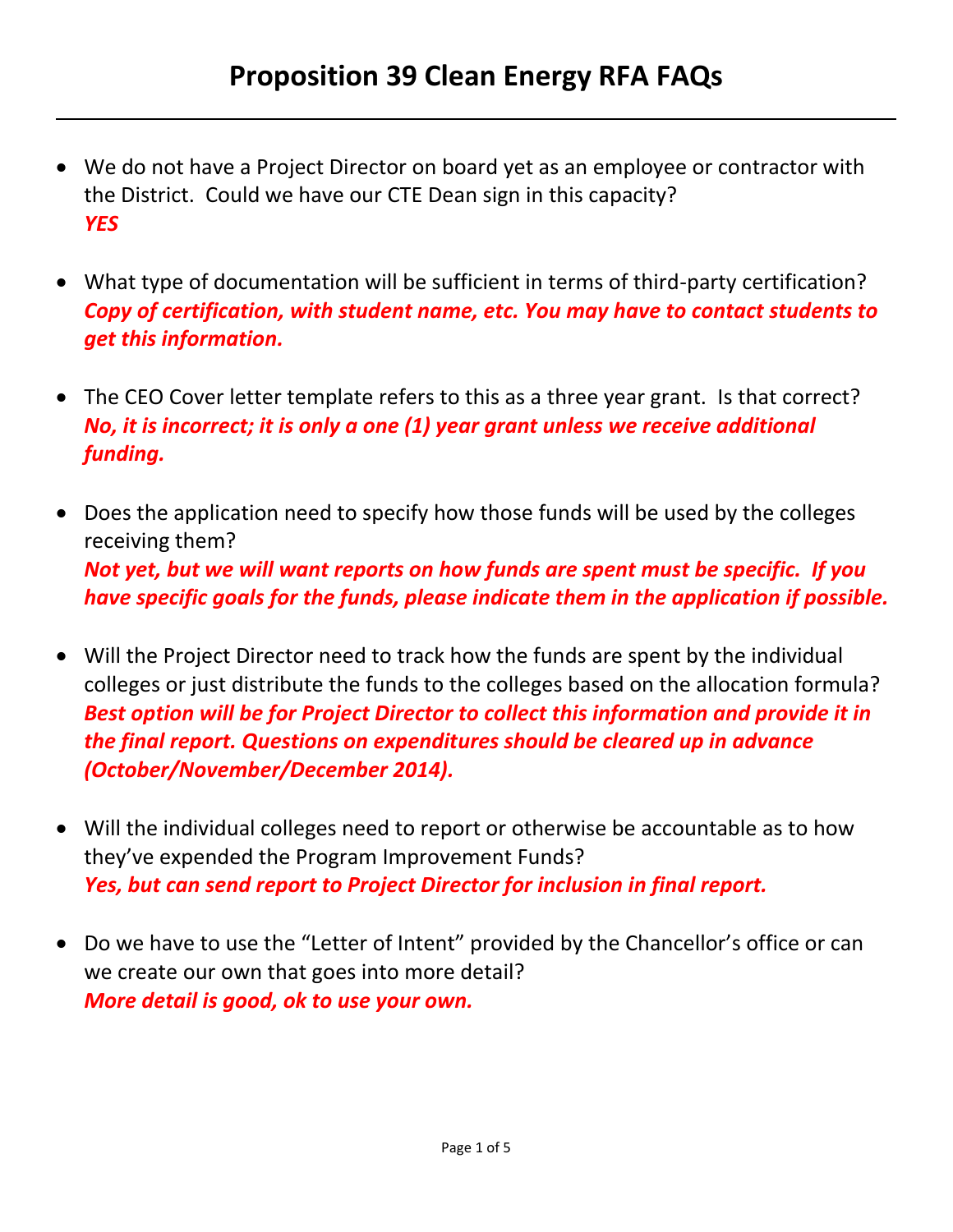# Proposition 39 Clean Energy RFA FAQs

---

- We do not have a Project Director on board yet as an employee or contractor with the District. Could we have our CTE Dean sign in this capacity?
  ***YES***

- What type of documentation will be sufficient in terms of third-party certification?
  ***Copy of certification, with student name, etc. You may have to contact students to get this information.***

- The CEO Cover letter template refers to this as a three year grant. Is that correct?
  ***No, it is incorrect; it is only a one (1) year grant unless we receive additional funding.***

- Does the application need to specify how those funds will be used by the colleges receiving them?
  ***Not yet, but we will want reports on how funds are spent must be specific. If you have specific goals for the funds, please indicate them in the application if possible.***

- Will the Project Director need to track how the funds are spent by the individual colleges or just distribute the funds to the colleges based on the allocation formula?
  ***Best option will be for Project Director to collect this information and provide it in the final report. Questions on expenditures should be cleared up in advance (October/November/December 2014).***

- Will the individual colleges need to report or otherwise be accountable as to how they've expended the Program Improvement Funds?
  ***Yes, but can send report to Project Director for inclusion in final report.***

- Do we have to use the "Letter of Intent" provided by the Chancellor's office or can we create our own that goes into more detail?
  ***More detail is good, ok to use your own.***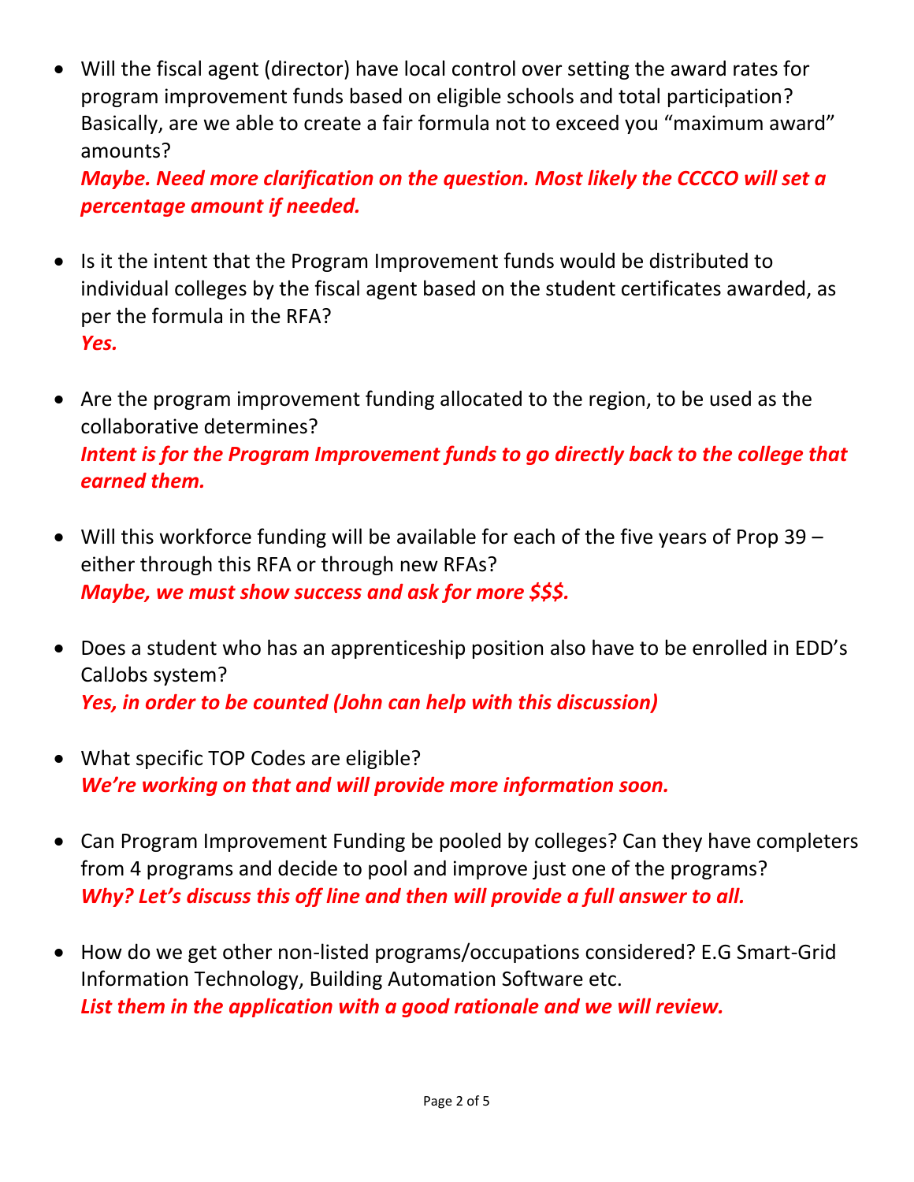- Will the fiscal agent (director) have local control over setting the award rates for program improvement funds based on eligible schools and total participation? Basically, are we able to create a fair formula not to exceed you "maximum award" amounts?
  ***Maybe. Need more clarification on the question. Most likely the CCCCO will set a percentage amount if needed.***

- Is it the intent that the Program Improvement funds would be distributed to individual colleges by the fiscal agent based on the student certificates awarded, as per the formula in the RFA?
  ***Yes.***

- Are the program improvement funding allocated to the region, to be used as the collaborative determines?
  ***Intent is for the Program Improvement funds to go directly back to the college that earned them.***

- Will this workforce funding will be available for each of the five years of Prop 39 – either through this RFA or through new RFAs?
  ***Maybe, we must show success and ask for more $$$.***

- Does a student who has an apprenticeship position also have to be enrolled in EDD's CalJobs system?
  ***Yes, in order to be counted (John can help with this discussion)***

- What specific TOP Codes are eligible?
  ***We're working on that and will provide more information soon.***

- Can Program Improvement Funding be pooled by colleges? Can they have completers from 4 programs and decide to pool and improve just one of the programs?
  ***Why? Let's discuss this off line and then will provide a full answer to all.***

- How do we get other non-listed programs/occupations considered? E.G Smart-Grid Information Technology, Building Automation Software etc.
  ***List them in the application with a good rationale and we will review.***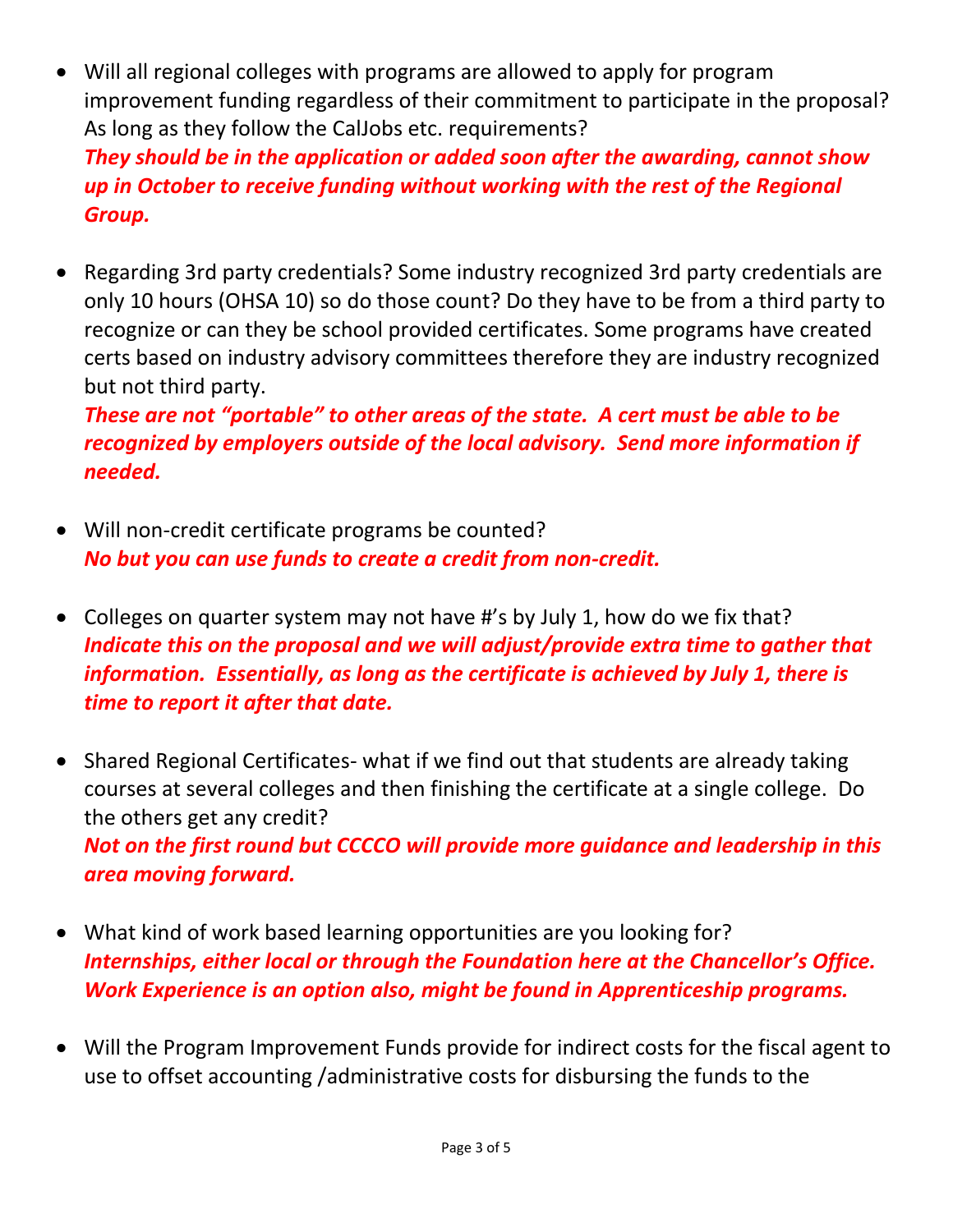- Will all regional colleges with programs are allowed to apply for program improvement funding regardless of their commitment to participate in the proposal? As long as they follow the CalJobs etc. requirements?
  ***They should be in the application or added soon after the awarding, cannot show up in October to receive funding without working with the rest of the Regional Group.***

- Regarding 3rd party credentials? Some industry recognized 3rd party credentials are only 10 hours (OHSA 10) so do those count? Do they have to be from a third party to recognize or can they be school provided certificates. Some programs have created certs based on industry advisory committees therefore they are industry recognized but not third party.
  ***These are not "portable" to other areas of the state. A cert must be able to be recognized by employers outside of the local advisory. Send more information if needed.***

- Will non-credit certificate programs be counted?
  ***No but you can use funds to create a credit from non-credit.***

- Colleges on quarter system may not have #'s by July 1, how do we fix that?
  ***Indicate this on the proposal and we will adjust/provide extra time to gather that information. Essentially, as long as the certificate is achieved by July 1, there is time to report it after that date.***

- Shared Regional Certificates- what if we find out that students are already taking courses at several colleges and then finishing the certificate at a single college. Do the others get any credit?
  ***Not on the first round but CCCCO will provide more guidance and leadership in this area moving forward.***

- What kind of work based learning opportunities are you looking for?
  ***Internships, either local or through the Foundation here at the Chancellor's Office. Work Experience is an option also, might be found in Apprenticeship programs.***

- Will the Program Improvement Funds provide for indirect costs for the fiscal agent to use to offset accounting /administrative costs for disbursing the funds to the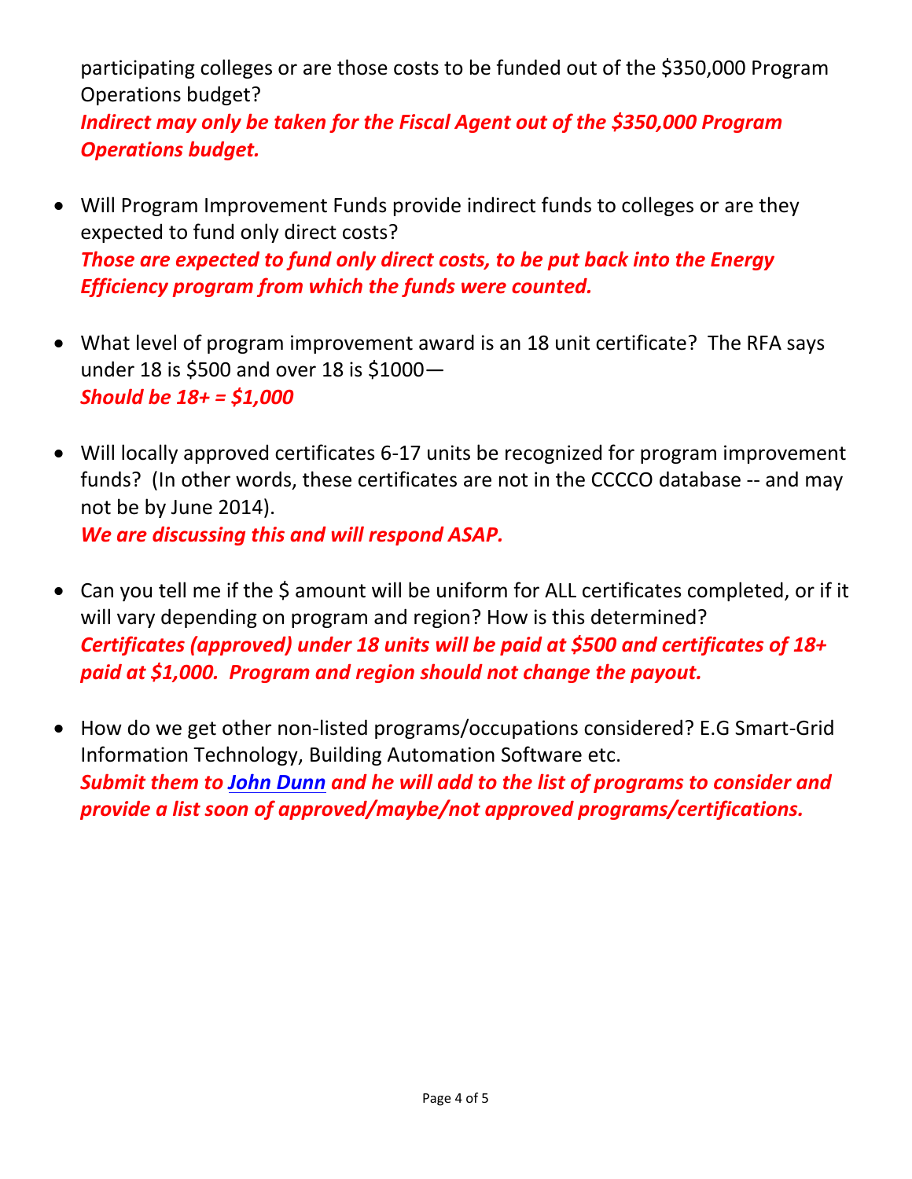participating colleges or are those costs to be funded out of the $350,000 Program Operations budget?
***Indirect may only be taken for the Fiscal Agent out of the $350,000 Program Operations budget.***

- Will Program Improvement Funds provide indirect funds to colleges or are they expected to fund only direct costs?
  ***Those are expected to fund only direct costs, to be put back into the Energy Efficiency program from which the funds were counted.***

- What level of program improvement award is an 18 unit certificate? The RFA says under 18 is $500 and over 18 is $1000—
  ***Should be 18+ = $1,000***

- Will locally approved certificates 6-17 units be recognized for program improvement funds? (In other words, these certificates are not in the CCCCO database -- and may not be by June 2014).
  ***We are discussing this and will respond ASAP.***

- Can you tell me if the $ amount will be uniform for ALL certificates completed, or if it will vary depending on program and region? How is this determined?
  ***Certificates (approved) under 18 units will be paid at $500 and certificates of 18+ paid at $1,000. Program and region should not change the payout.***

- How do we get other non-listed programs/occupations considered? E.G Smart-Grid Information Technology, Building Automation Software etc.
  ***Submit them to [John Dunn] and he will add to the list of programs to consider and provide a list soon of approved/maybe/not approved programs/certifications.***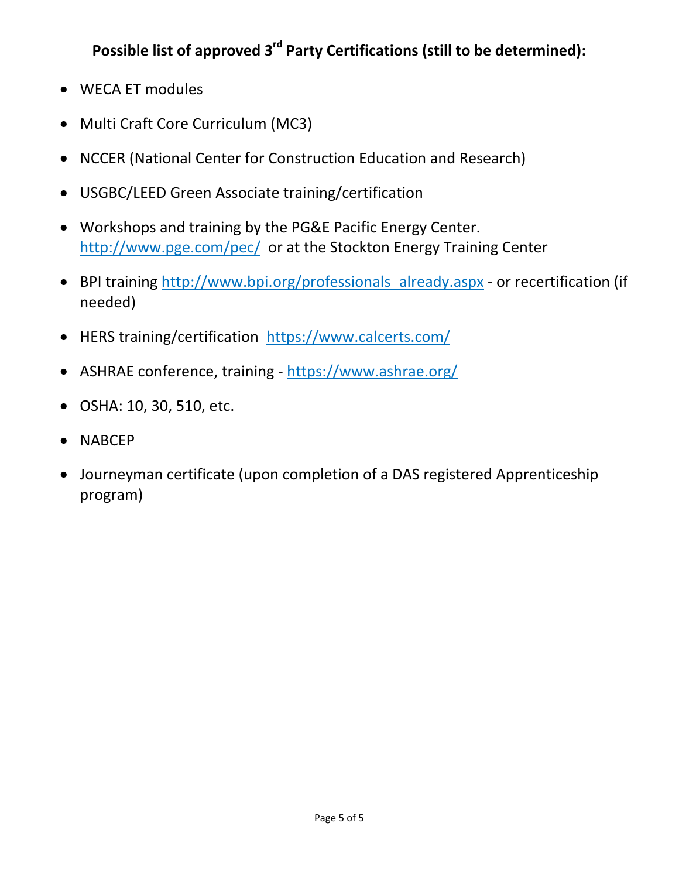**Possible list of approved 3rd Party Certifications (still to be determined):**

- WECA ET modules
- Multi Craft Core Curriculum (MC3)
- NCCER (National Center for Construction Education and Research)
- USGBC/LEED Green Associate training/certification
- Workshops and training by the PG&E Pacific Energy Center. http://www.pge.com/pec/ or at the Stockton Energy Training Center
- BPI training http://www.bpi.org/professionals_already.aspx - or recertification (if needed)
- HERS training/certification https://www.calcerts.com/
- ASHRAE conference, training - https://www.ashrae.org/
- OSHA: 10, 30, 510, etc.
- NABCEP
- Journeyman certificate (upon completion of a DAS registered Apprenticeship program)